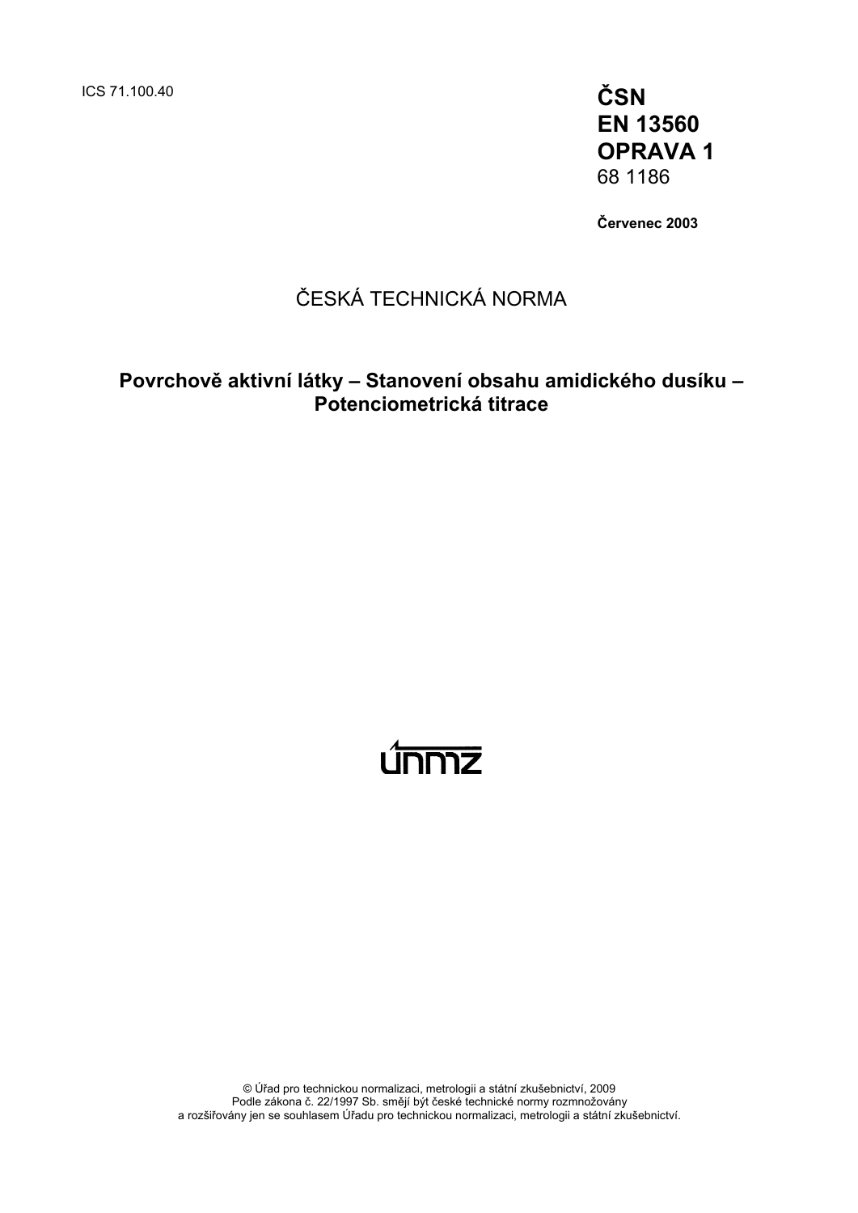ICS 71.100.40

**ČSN**
**EN 13560**
**OPRAVA 1**
68 1186

**Červenec 2003**

ČESKÁ TECHNICKÁ NORMA

**Povrchově aktivní látky – Stanovení obsahu amidického dusíku – Potenciometrická titrace**

únmz

© Úřad pro technickou normalizaci, metrologii a státní zkušebnictví, 2009
Podle zákona č. 22/1997 Sb. smějí být české technické normy rozmnožovány
a rozšiřovány jen se souhlasem Úřadu pro technickou normalizaci, metrologii a státní zkušebnictví.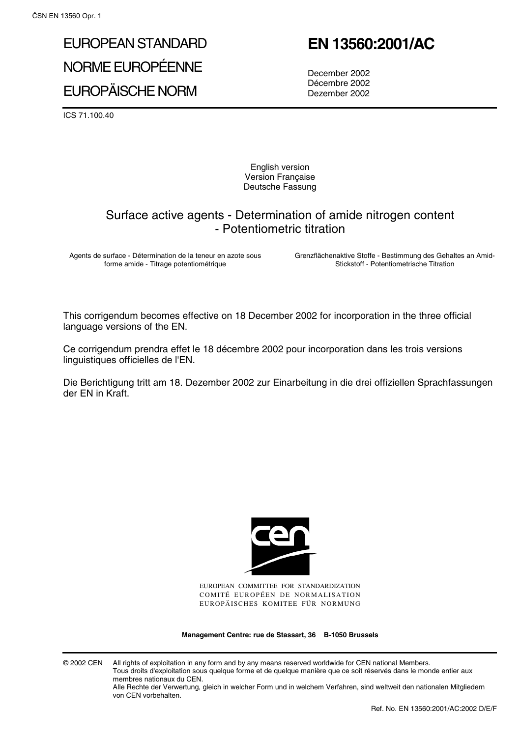# EUROPEAN STANDARD
# NORME EUROPÉENNE
# EUROPÄISCHE NORM

# EN 13560:2001/AC

December 2002
Décembre 2002
Dezember 2002

ICS 71.100.40

English version
Version Française
Deutsche Fassung

## Surface active agents - Determination of amide nitrogen content - Potentiometric titration

Agents de surface - Détermination de la teneur en azote sous forme amide - Titrage potentiométrique

Grenzflächenaktive Stoffe - Bestimmung des Gehaltes an Amid-Stickstoff - Potentiometrische Titration

This corrigendum becomes effective on 18 December 2002 for incorporation in the three official language versions of the EN.

Ce corrigendum prendra effet le 18 décembre 2002 pour incorporation dans les trois versions linguistiques officielles de l'EN.

Die Berichtigung tritt am 18. Dezember 2002 zur Einarbeitung in die drei offiziellen Sprachfassungen der EN in Kraft.

EUROPEAN COMMITTEE FOR STANDARDIZATION
COMITÉ EUROPÉEN DE NORMALISATION
EUROPÄISCHES KOMITEE FÜR NORMUNG

**Management Centre: rue de Stassart, 36 B-1050 Brussels**

© 2002 CEN All rights of exploitation in any form and by any means reserved worldwide for CEN national Members.
Tous droits d'exploitation sous quelque forme et de quelque manière que ce soit réservés dans le monde entier aux membres nationaux du CEN.
Alle Rechte der Verwertung, gleich in welcher Form und in welchem Verfahren, sind weltweit den nationalen Mitgliedern von CEN vorbehalten.

Ref. No. EN 13560:2001/AC:2002 D/E/F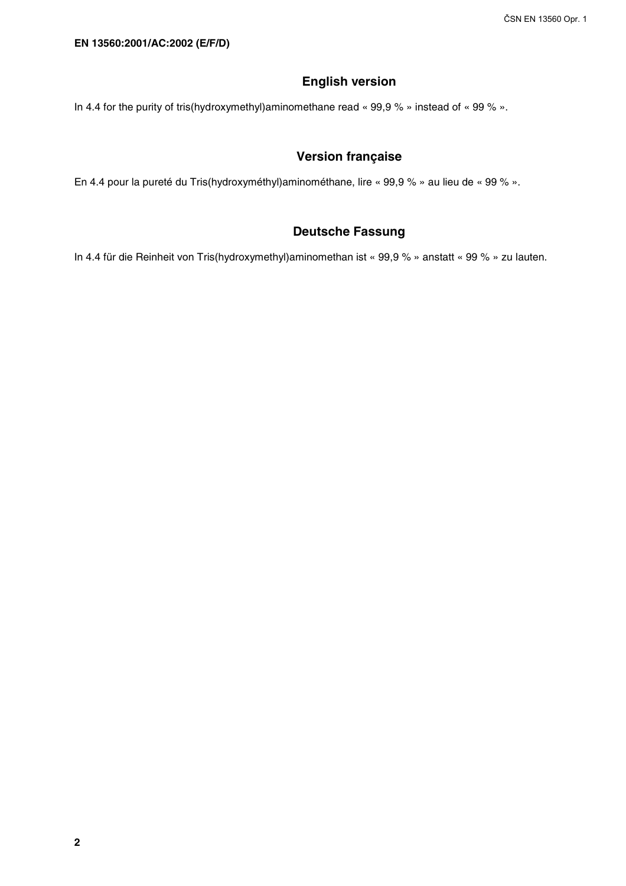**EN 13560:2001/AC:2002 (E/F/D)**

## English version

In 4.4 for the purity of tris(hydroxymethyl)aminomethane read « 99,9 % » instead of « 99 % ».

## Version française

En 4.4 pour la pureté du Tris(hydroxyméthyl)aminométhane, lire « 99,9 % » au lieu de « 99 % ».

## Deutsche Fassung

In 4.4 für die Reinheit von Tris(hydroxymethyl)aminomethan ist « 99,9 % » anstatt « 99 % » zu lauten.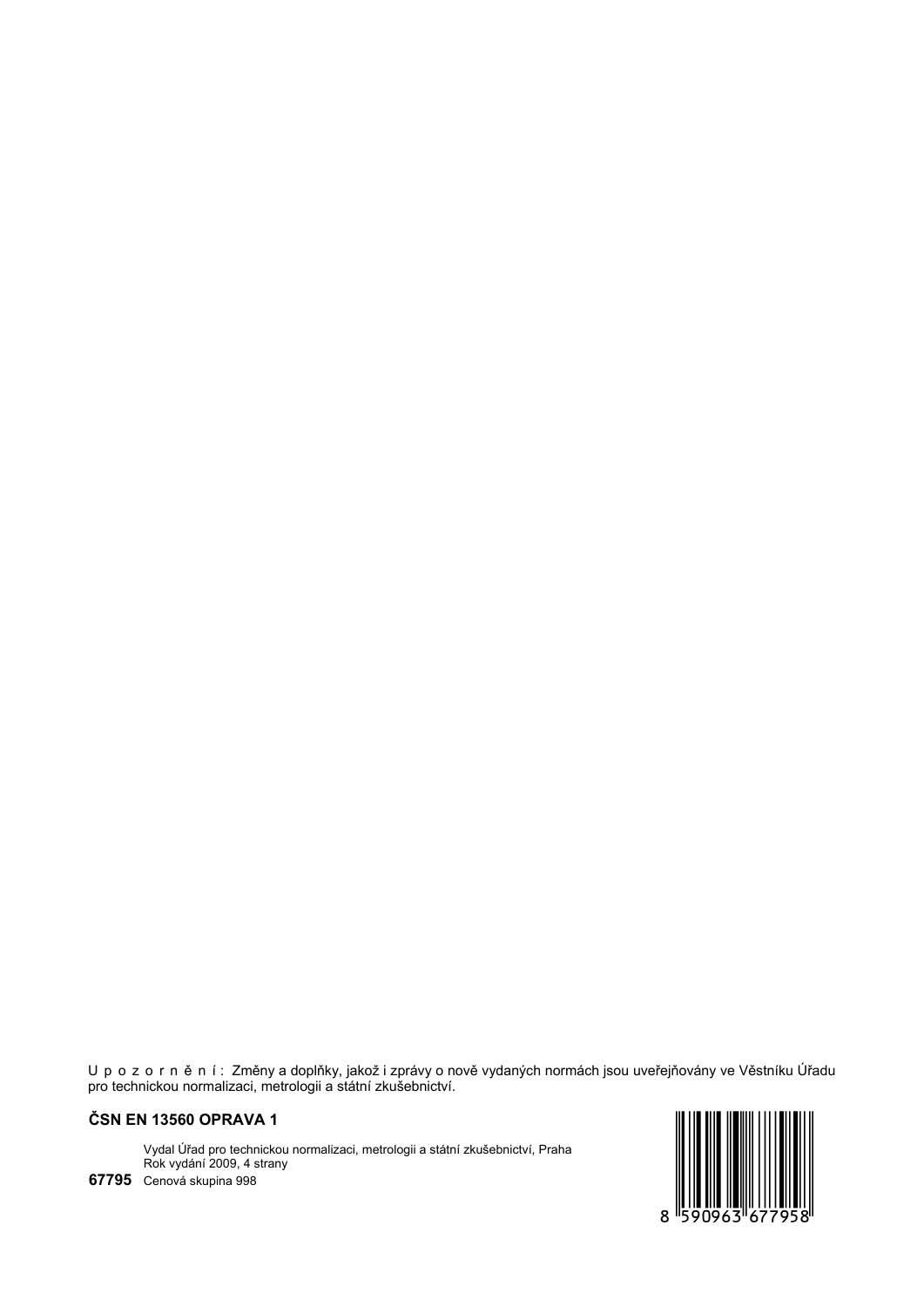U p o z o r n ě n í : Změny a doplňky, jakož i zprávy o nově vydaných normách jsou uveřejňovány ve Věstníku Úřadu pro technickou normalizaci, metrologii a státní zkušebnictví.

**ČSN EN 13560 OPRAVA 1**

Vydal Úřad pro technickou normalizaci, metrologii a státní zkušebnictví, Praha
Rok vydání 2009, 4 strany

**67795** Cenová skupina 998

8 590963 677958